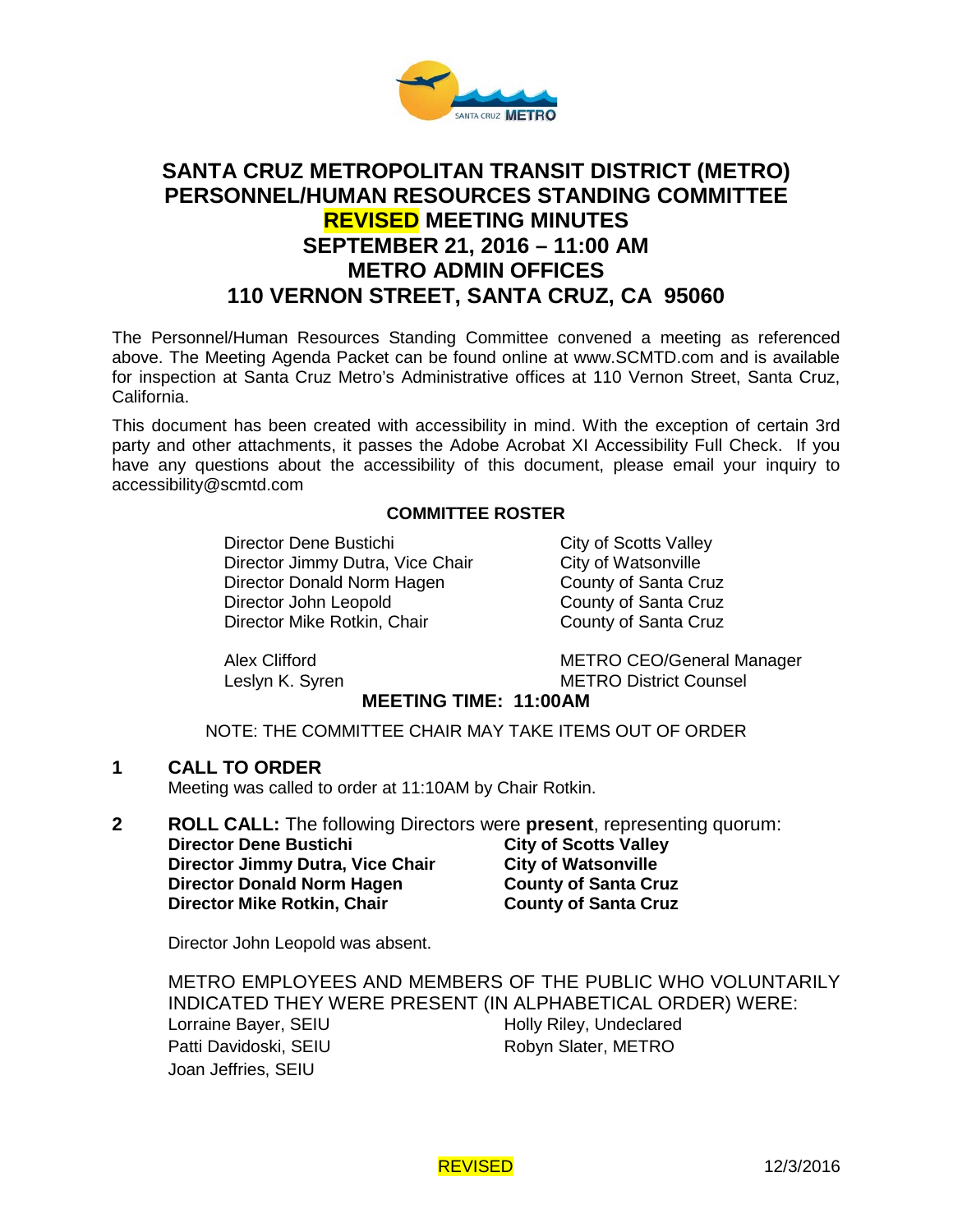# SANTA CRUZ METROPOLITAN TRANSIT DISTRICT (METRO)
# PERSONNEL/HUMAN RESOURCES STANDING COMMITTEE
# REVISED MEETING MINUTES
# SEPTEMBER 21, 2016 – 11:00 AM
# METRO ADMIN OFFICES
# 110 VERNON STREET, SANTA CRUZ, CA 95060

The Personnel/Human Resources Standing Committee convened a meeting as referenced above. The Meeting Agenda Packet can be found online at www.SCMTD.com and is available for inspection at Santa Cruz Metro's Administrative offices at 110 Vernon Street, Santa Cruz, California.

This document has been created with accessibility in mind. With the exception of certain 3rd party and other attachments, it passes the Adobe Acrobat XI Accessibility Full Check. If you have any questions about the accessibility of this document, please email your inquiry to accessibility@scmtd.com

**COMMITTEE ROSTER**

| | |
|---|---|
| Director Dene Bustichi | City of Scotts Valley |
| Director Jimmy Dutra, Vice Chair | City of Watsonville |
| Director Donald Norm Hagen | County of Santa Cruz |
| Director John Leopold | County of Santa Cruz |
| Director Mike Rotkin, Chair | County of Santa Cruz |
| | |
| Alex Clifford | METRO CEO/General Manager |
| Leslyn K. Syren | METRO District Counsel |

**MEETING TIME: 11:00AM**

NOTE: THE COMMITTEE CHAIR MAY TAKE ITEMS OUT OF ORDER

**1 CALL TO ORDER**

Meeting was called to order at 11:10AM by Chair Rotkin.

**2 ROLL CALL:** The following Directors were **present**, representing quorum:

| | |
|---|---|
| **Director Dene Bustichi** | **City of Scotts Valley** |
| **Director Jimmy Dutra, Vice Chair** | **City of Watsonville** |
| **Director Donald Norm Hagen** | **County of Santa Cruz** |
| **Director Mike Rotkin, Chair** | **County of Santa Cruz** |

Director John Leopold was absent.

METRO EMPLOYEES AND MEMBERS OF THE PUBLIC WHO VOLUNTARILY INDICATED THEY WERE PRESENT (IN ALPHABETICAL ORDER) WERE:

| | |
|---|---|
| Lorraine Bayer, SEIU | Holly Riley, Undeclared |
| Patti Davidoski, SEIU | Robyn Slater, METRO |
| Joan Jeffries, SEIU | |

REVISED 12/3/2016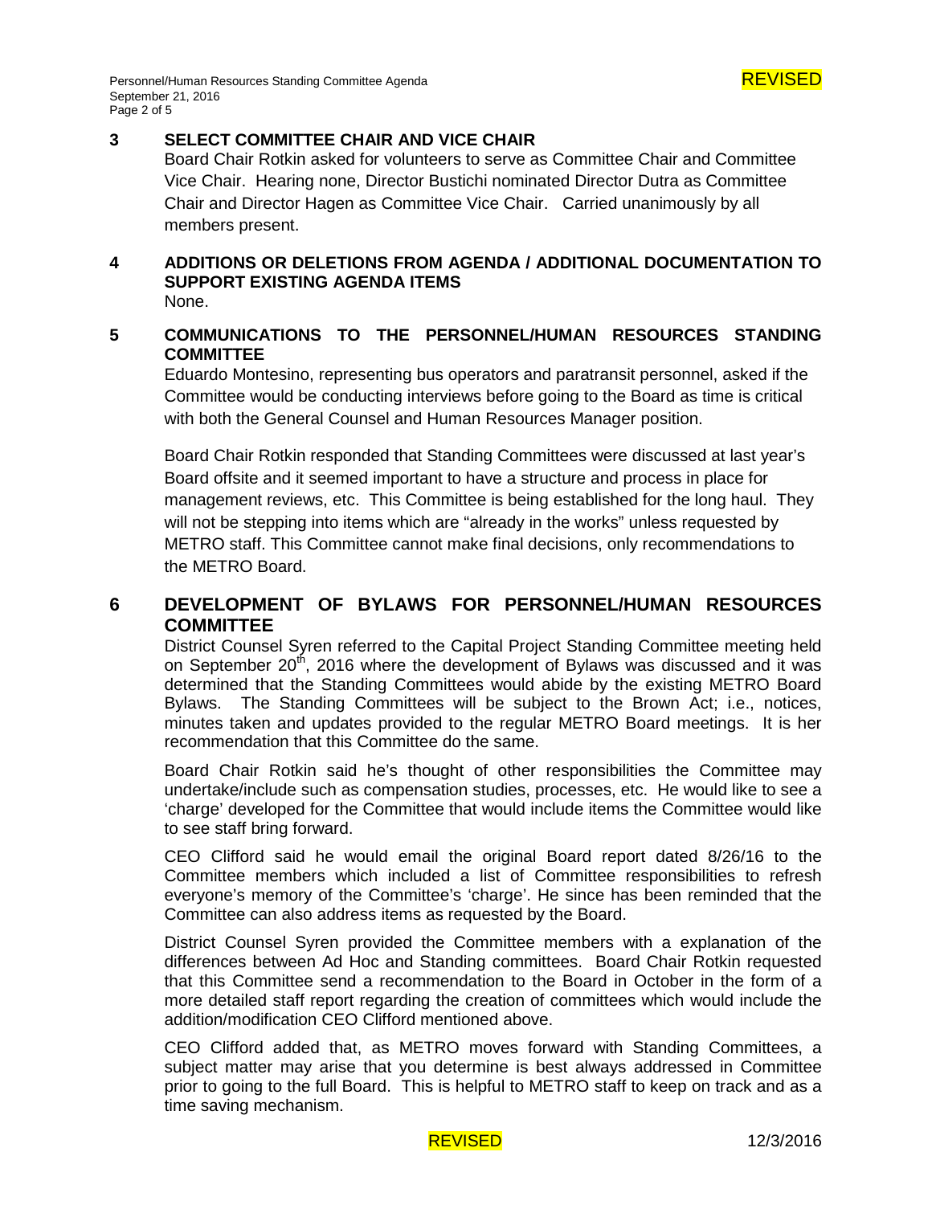## 3 SELECT COMMITTEE CHAIR AND VICE CHAIR

Board Chair Rotkin asked for volunteers to serve as Committee Chair and Committee Vice Chair. Hearing none, Director Bustichi nominated Director Dutra as Committee Chair and Director Hagen as Committee Vice Chair. Carried unanimously by all members present.

## 4 ADDITIONS OR DELETIONS FROM AGENDA / ADDITIONAL DOCUMENTATION TO SUPPORT EXISTING AGENDA ITEMS

None.

## 5 COMMUNICATIONS TO THE PERSONNEL/HUMAN RESOURCES STANDING COMMITTEE

Eduardo Montesino, representing bus operators and paratransit personnel, asked if the Committee would be conducting interviews before going to the Board as time is critical with both the General Counsel and Human Resources Manager position.

Board Chair Rotkin responded that Standing Committees were discussed at last year's Board offsite and it seemed important to have a structure and process in place for management reviews, etc. This Committee is being established for the long haul. They will not be stepping into items which are "already in the works" unless requested by METRO staff. This Committee cannot make final decisions, only recommendations to the METRO Board.

## 6 DEVELOPMENT OF BYLAWS FOR PERSONNEL/HUMAN RESOURCES COMMITTEE

District Counsel Syren referred to the Capital Project Standing Committee meeting held on September 20th, 2016 where the development of Bylaws was discussed and it was determined that the Standing Committees would abide by the existing METRO Board Bylaws. The Standing Committees will be subject to the Brown Act; i.e., notices, minutes taken and updates provided to the regular METRO Board meetings. It is her recommendation that this Committee do the same.

Board Chair Rotkin said he's thought of other responsibilities the Committee may undertake/include such as compensation studies, processes, etc. He would like to see a 'charge' developed for the Committee that would include items the Committee would like to see staff bring forward.

CEO Clifford said he would email the original Board report dated 8/26/16 to the Committee members which included a list of Committee responsibilities to refresh everyone's memory of the Committee's 'charge'. He since has been reminded that the Committee can also address items as requested by the Board.

District Counsel Syren provided the Committee members with a explanation of the differences between Ad Hoc and Standing committees. Board Chair Rotkin requested that this Committee send a recommendation to the Board in October in the form of a more detailed staff report regarding the creation of committees which would include the addition/modification CEO Clifford mentioned above.

CEO Clifford added that, as METRO moves forward with Standing Committees, a subject matter may arise that you determine is best always addressed in Committee prior to going to the full Board. This is helpful to METRO staff to keep on track and as a time saving mechanism.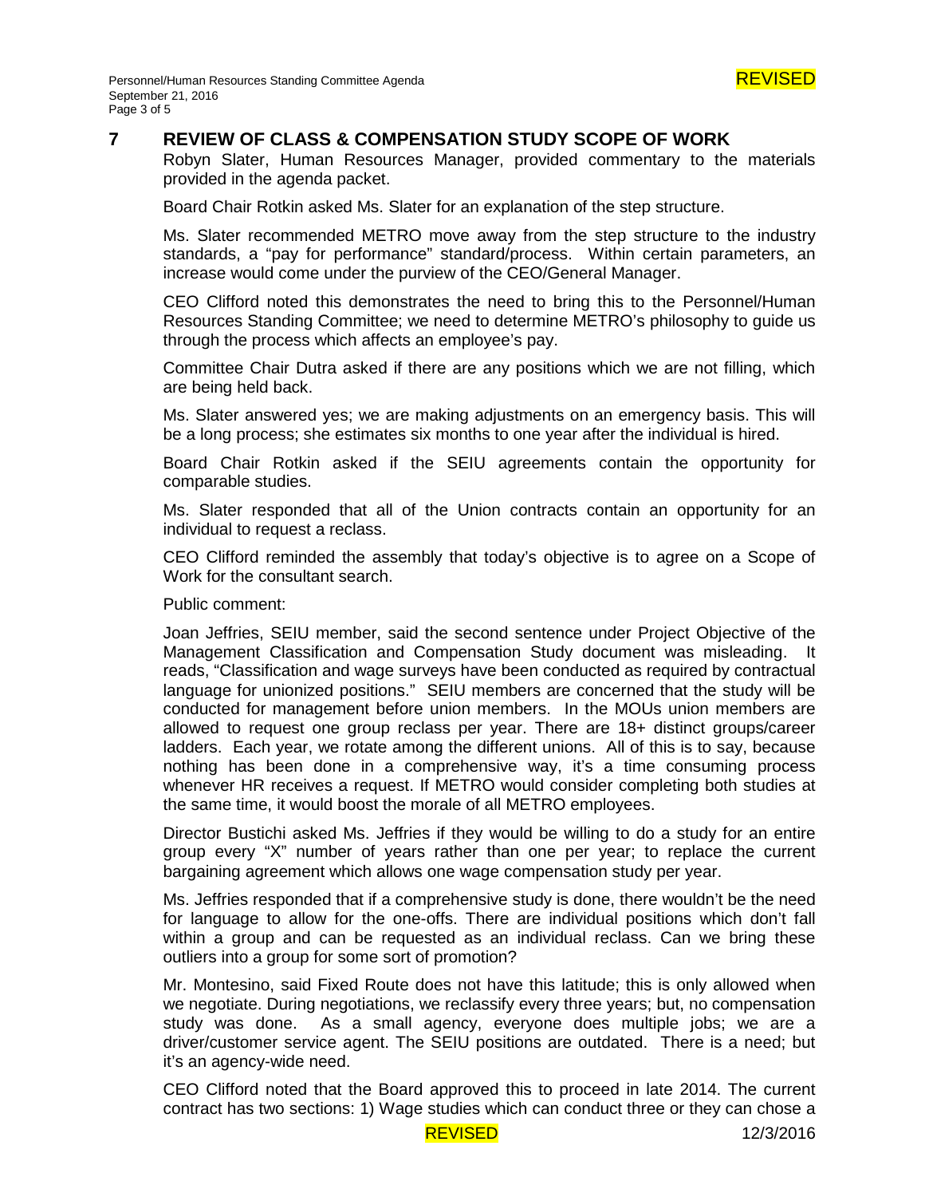## 7 REVIEW OF CLASS & COMPENSATION STUDY SCOPE OF WORK

Robyn Slater, Human Resources Manager, provided commentary to the materials provided in the agenda packet.

Board Chair Rotkin asked Ms. Slater for an explanation of the step structure.

Ms. Slater recommended METRO move away from the step structure to the industry standards, a "pay for performance" standard/process. Within certain parameters, an increase would come under the purview of the CEO/General Manager.

CEO Clifford noted this demonstrates the need to bring this to the Personnel/Human Resources Standing Committee; we need to determine METRO's philosophy to guide us through the process which affects an employee's pay.

Committee Chair Dutra asked if there are any positions which we are not filling, which are being held back.

Ms. Slater answered yes; we are making adjustments on an emergency basis. This will be a long process; she estimates six months to one year after the individual is hired.

Board Chair Rotkin asked if the SEIU agreements contain the opportunity for comparable studies.

Ms. Slater responded that all of the Union contracts contain an opportunity for an individual to request a reclass.

CEO Clifford reminded the assembly that today's objective is to agree on a Scope of Work for the consultant search.

Public comment:

Joan Jeffries, SEIU member, said the second sentence under Project Objective of the Management Classification and Compensation Study document was misleading. It reads, "Classification and wage surveys have been conducted as required by contractual language for unionized positions." SEIU members are concerned that the study will be conducted for management before union members. In the MOUs union members are allowed to request one group reclass per year. There are 18+ distinct groups/career ladders. Each year, we rotate among the different unions. All of this is to say, because nothing has been done in a comprehensive way, it's a time consuming process whenever HR receives a request. If METRO would consider completing both studies at the same time, it would boost the morale of all METRO employees.

Director Bustichi asked Ms. Jeffries if they would be willing to do a study for an entire group every "X" number of years rather than one per year; to replace the current bargaining agreement which allows one wage compensation study per year.

Ms. Jeffries responded that if a comprehensive study is done, there wouldn't be the need for language to allow for the one-offs. There are individual positions which don't fall within a group and can be requested as an individual reclass. Can we bring these outliers into a group for some sort of promotion?

Mr. Montesino, said Fixed Route does not have this latitude; this is only allowed when we negotiate. During negotiations, we reclassify every three years; but, no compensation study was done. As a small agency, everyone does multiple jobs; we are a driver/customer service agent. The SEIU positions are outdated. There is a need; but it's an agency-wide need.

CEO Clifford noted that the Board approved this to proceed in late 2014. The current contract has two sections: 1) Wage studies which can conduct three or they can chose a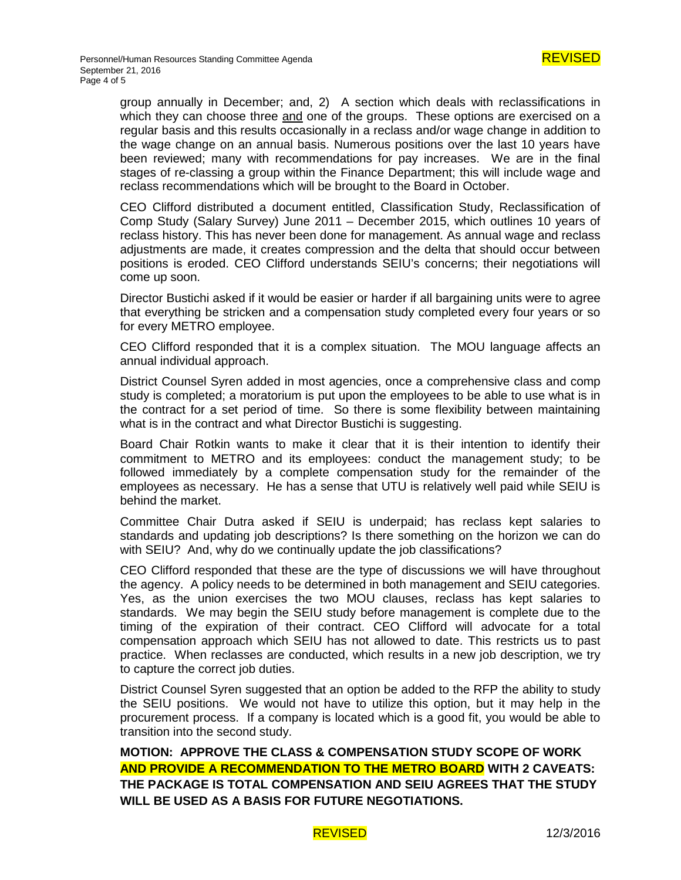group annually in December; and, 2) A section which deals with reclassifications in which they can choose three and one of the groups. These options are exercised on a regular basis and this results occasionally in a reclass and/or wage change in addition to the wage change on an annual basis. Numerous positions over the last 10 years have been reviewed; many with recommendations for pay increases. We are in the final stages of re-classing a group within the Finance Department; this will include wage and reclass recommendations which will be brought to the Board in October.

CEO Clifford distributed a document entitled, Classification Study, Reclassification of Comp Study (Salary Survey) June 2011 – December 2015, which outlines 10 years of reclass history. This has never been done for management. As annual wage and reclass adjustments are made, it creates compression and the delta that should occur between positions is eroded. CEO Clifford understands SEIU's concerns; their negotiations will come up soon.

Director Bustichi asked if it would be easier or harder if all bargaining units were to agree that everything be stricken and a compensation study completed every four years or so for every METRO employee.

CEO Clifford responded that it is a complex situation. The MOU language affects an annual individual approach.

District Counsel Syren added in most agencies, once a comprehensive class and comp study is completed; a moratorium is put upon the employees to be able to use what is in the contract for a set period of time. So there is some flexibility between maintaining what is in the contract and what Director Bustichi is suggesting.

Board Chair Rotkin wants to make it clear that it is their intention to identify their commitment to METRO and its employees: conduct the management study; to be followed immediately by a complete compensation study for the remainder of the employees as necessary. He has a sense that UTU is relatively well paid while SEIU is behind the market.

Committee Chair Dutra asked if SEIU is underpaid; has reclass kept salaries to standards and updating job descriptions? Is there something on the horizon we can do with SEIU? And, why do we continually update the job classifications?

CEO Clifford responded that these are the type of discussions we will have throughout the agency. A policy needs to be determined in both management and SEIU categories. Yes, as the union exercises the two MOU clauses, reclass has kept salaries to standards. We may begin the SEIU study before management is complete due to the timing of the expiration of their contract. CEO Clifford will advocate for a total compensation approach which SEIU has not allowed to date. This restricts us to past practice. When reclasses are conducted, which results in a new job description, we try to capture the correct job duties.

District Counsel Syren suggested that an option be added to the RFP the ability to study the SEIU positions. We would not have to utilize this option, but it may help in the procurement process. If a company is located which is a good fit, you would be able to transition into the second study.

**MOTION: APPROVE THE CLASS & COMPENSATION STUDY SCOPE OF WORK AND PROVIDE A RECOMMENDATION TO THE METRO BOARD WITH 2 CAVEATS: THE PACKAGE IS TOTAL COMPENSATION AND SEIU AGREES THAT THE STUDY WILL BE USED AS A BASIS FOR FUTURE NEGOTIATIONS.**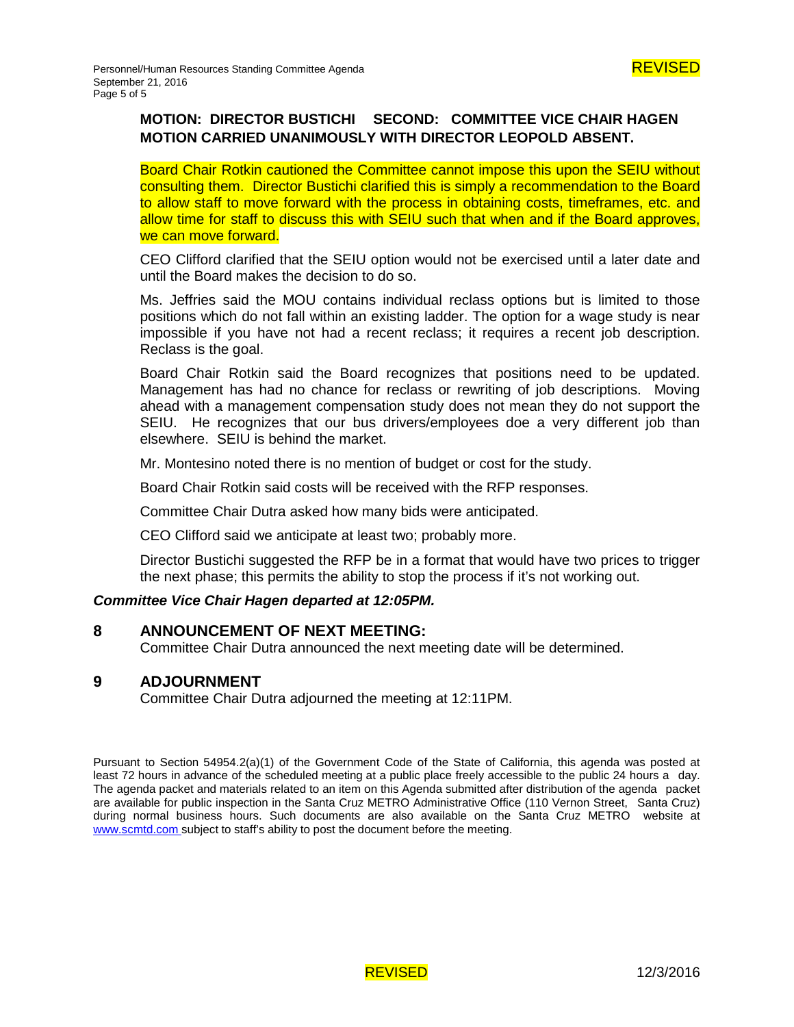**MOTION: DIRECTOR BUSTICHI SECOND: COMMITTEE VICE CHAIR HAGEN**
**MOTION CARRIED UNANIMOUSLY WITH DIRECTOR LEOPOLD ABSENT.**

Board Chair Rotkin cautioned the Committee cannot impose this upon the SEIU without consulting them. Director Bustichi clarified this is simply a recommendation to the Board to allow staff to move forward with the process in obtaining costs, timeframes, etc. and allow time for staff to discuss this with SEIU such that when and if the Board approves, we can move forward.

CEO Clifford clarified that the SEIU option would not be exercised until a later date and until the Board makes the decision to do so.

Ms. Jeffries said the MOU contains individual reclass options but is limited to those positions which do not fall within an existing ladder. The option for a wage study is near impossible if you have not had a recent reclass; it requires a recent job description. Reclass is the goal.

Board Chair Rotkin said the Board recognizes that positions need to be updated. Management has had no chance for reclass or rewriting of job descriptions. Moving ahead with a management compensation study does not mean they do not support the SEIU. He recognizes that our bus drivers/employees doe a very different job than elsewhere. SEIU is behind the market.

Mr. Montesino noted there is no mention of budget or cost for the study.

Board Chair Rotkin said costs will be received with the RFP responses.

Committee Chair Dutra asked how many bids were anticipated.

CEO Clifford said we anticipate at least two; probably more.

Director Bustichi suggested the RFP be in a format that would have two prices to trigger the next phase; this permits the ability to stop the process if it's not working out.

***Committee Vice Chair Hagen departed at 12:05PM.***

## 8 ANNOUNCEMENT OF NEXT MEETING:

Committee Chair Dutra announced the next meeting date will be determined.

## 9 ADJOURNMENT

Committee Chair Dutra adjourned the meeting at 12:11PM.

Pursuant to Section 54954.2(a)(1) of the Government Code of the State of California, this agenda was posted at least 72 hours in advance of the scheduled meeting at a public place freely accessible to the public 24 hours a day. The agenda packet and materials related to an item on this Agenda submitted after distribution of the agenda packet are available for public inspection in the Santa Cruz METRO Administrative Office (110 Vernon Street, Santa Cruz) during normal business hours. Such documents are also available on the Santa Cruz METRO website at www.scmtd.com subject to staff's ability to post the document before the meeting.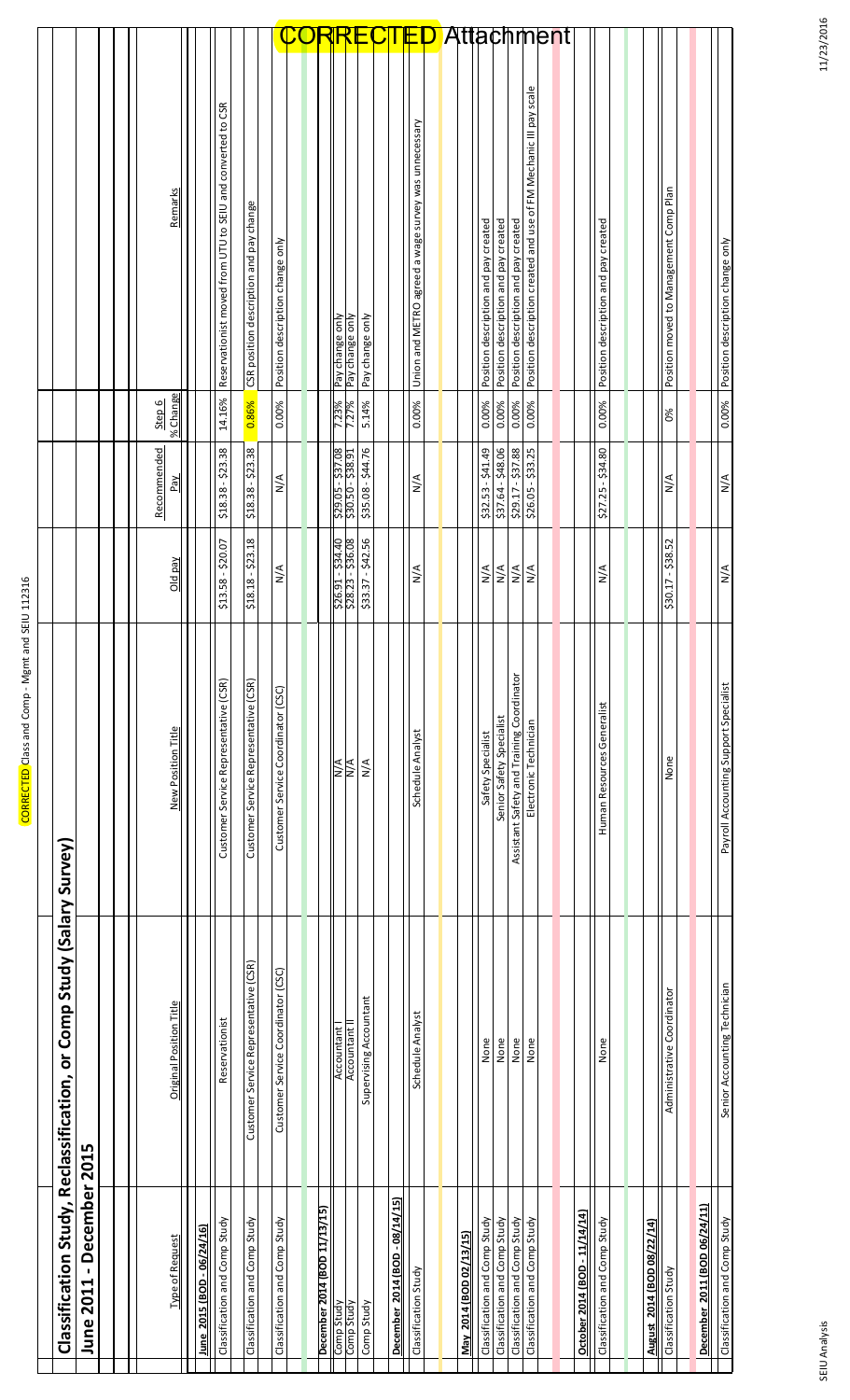CORRECTED Class and Comp - Mgmt and SEIU 112316

# CORRECTED Attachment

## Classification Study, Reclassification, or Comp Study (Salary Survey)

### June 2011 - December 2015

| Type of Request | Original Position Title | New Position Title | Old pay | Recommended Pay | Step 6 % Change | Remarks |
|---|---|---|---|---|---|---|
| **June 2015 (BOD - 06/24/16)** | | | | | | |
| Classification and Comp Study | Reservationist | Customer Service Representative (CSR) | $13.58 - $20.07 | $18.38 - $23.38 | 14.16% | Reservationist moved from UTU to SEIU and converted to CSR |
| Classification and Comp Study | Customer Service Representative (CSR) | Customer Service Representative (CSR) | $18.18 - $23.18 | $18.38 - $23.38 | 0.86% | CSR position description and pay change |
| Classification and Comp Study | Customer Service Coordinator (CSC) | Customer Service Coordinator (CSC) | N/A | N/A | 0.00% | Position description change only |
| **December 2014 (BOD 11/13/15)** | | | | | | |
| Comp Study | Accountant I | N/A | $26.91 - $34.40 | $29.05 - $37.08 | 7.23% | Pay change only |
| Comp Study | Accountant II | N/A | $28.23 - $36.08 | $30.50 - $38.91 | 7.27% | Pay change only |
| Comp Study | Supervising Accountant | N/A | $33.37 - $42.56 | $35.08 - $44.76 | 5.14% | Pay change only |
| **December 2014 (BOD - 08/14/15)** | | | | | | |
| Classification Study | Schedule Analyst | Schedule Analyst | N/A | N/A | 0.00% | Union and METRO agreed a wage survey was unnecessary |
| **May 2014 (BOD 02/13/15)** | | | | | | |
| Classification and Comp Study | None | Safety Specialist | N/A | $32.53 - $41.49 | 0.00% | Position description and pay created |
| Classification and Comp Study | None | Senior Safety Specialist | N/A | $37.64 - $48.06 | 0.00% | Position description and pay created |
| Classification and Comp Study | None | Assistant Safety and Training Coordinator | N/A | $29.17 - $37.88 | 0.00% | Position description and pay created |
| Classification and Comp Study | None | Electronic Technician | N/A | $26.05 - $33.25 | 0.00% | Position description created and use of FM Mechanic III pay scale |
| **October 2014 (BOD - 11/14/14)** | | | | | | |
| Classification and Comp Study | None | Human Resources Generalist | N/A | $27.25 - $34.80 | 0.00% | Position description and pay created |
| **August 2014 (BOD 08/22/14)** | | | | | | |
| Classification Study | Administrative Coordinator | None | $30.17 - $38.52 | N/A | 0% | Position moved to Management Comp Plan |
| **December 2011 (BOD 06/24/11)** | | | | | | |
| Classification and Comp Study | Senior Accounting Technician | Payroll Accounting Support Specialist | N/A | N/A | 0.00% | Position description change only |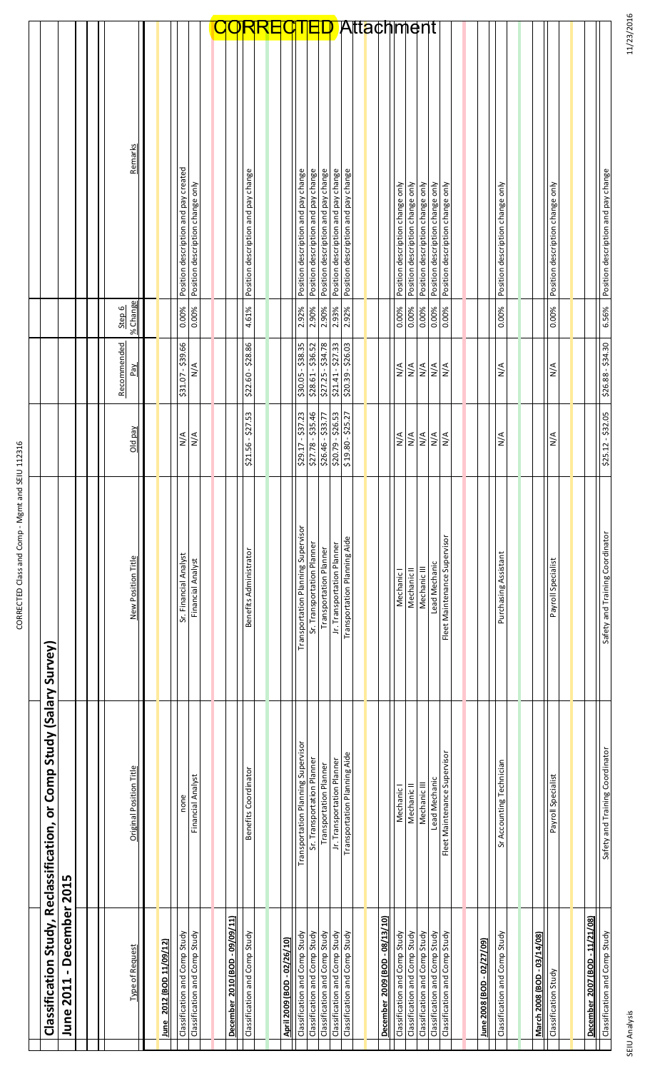CORRECTED Attachment

## Classification Study, Reclassification, or Comp Study (Salary Survey)

### June 2011 - December 2015

| Type of Request | Original Position Title | New Position Title | Old pay | Recommended Pay | Step 6 % Change | Remarks |
|---|---|---|---|---|---|---|
| **June 2012 (BOD 11/09/12)** | | | | | | |
| Classification and Comp Study | none | Sr. Financial Analyst | N/A | $31.07 - $39.66 | 0.00% | Position description and pay created |
| Classification and Comp Study | Financial Analyst | Financial Analyst | N/A | N/A | 0.00% | Position description change only |
| **December 2010 (BOD - 09/09/11)** | | | | | | |
| Classification and Comp Study | Benefits Coordinator | Benefits Administrator | $21.56 - $27.53 | $22.60 - $28.86 | 4.61% | Position description and pay change |
| **April 2009 (BOD - 02/26/10)** | | | | | | |
| Classification and Comp Study | Transportation Planning Supervisor | Transportation Planning Supervisor | $29.17 - $37.23 | $30.05 - $38.35 | 2.92% | Position description and pay change |
| Classification and Comp Study | Sr. Transportation Planner | Sr. Transportation Planner | $27.78 - $35.46 | $28.61 - $36.52 | 2.90% | Position description and pay change |
| Classification and Comp Study | Transportation Planner | Transportation Planner | $26.46 - $33.77 | $27.25 - $34.78 | 2.90% | Position description and pay change |
| Classification and Comp Study | Jr. Transportation Planner | Jr. Transportation Planner | $20.79 - $26.53 | $21.41 - $27.33 | 2.93% | Position description and pay change |
| Classification and Comp Study | Transportation Planning Aide | Transportation Planning Aide | $19.80 - $25.27 | $20.39 - $26.03 | 2.92% | Position description and pay change |
| **December 2009 (BOD - 08/13/10)** | | | | | | |
| Classification and Comp Study | Mechanic I | Mechanic I | N/A | N/A | 0.00% | Position description change only |
| Classification and Comp Study | Mechanic II | Mechanic II | N/A | N/A | 0.00% | Position description change only |
| Classification and Comp Study | Mechanic III | Mechanic III | N/A | N/A | 0.00% | Position description change only |
| Classification and Comp Study | Lead Mechanic | Lead Mechanic | N/A | N/A | 0.00% | Position description change only |
| Classification and Comp Study | Fleet Maintenance Supervisor | Fleet Maintenance Supervisor | N/A | N/A | 0.00% | Position description change only |
| **June 2008 (BOD - 02/27/09)** | | | | | | |
| Classification and Comp Study | Sr Accounting Technician | Purchasing Assistant | N/A | N/A | 0.00% | Position description change only |
| **March 2008 (BOD - 03/14/08)** | | | | | | |
| Classification Study | Payroll Specialist | Payroll Specialist | N/A | N/A | 0.00% | Position description change only |
| **December 2007 (BOD - 11/21/08)** | | | | | | |
| Classification and Comp Study | Safety and Training Coordinator | Safety and Training Coordinator | $25.12 - $32.05 | $26.88 - $34.30 | 6.56% | Position description and pay change |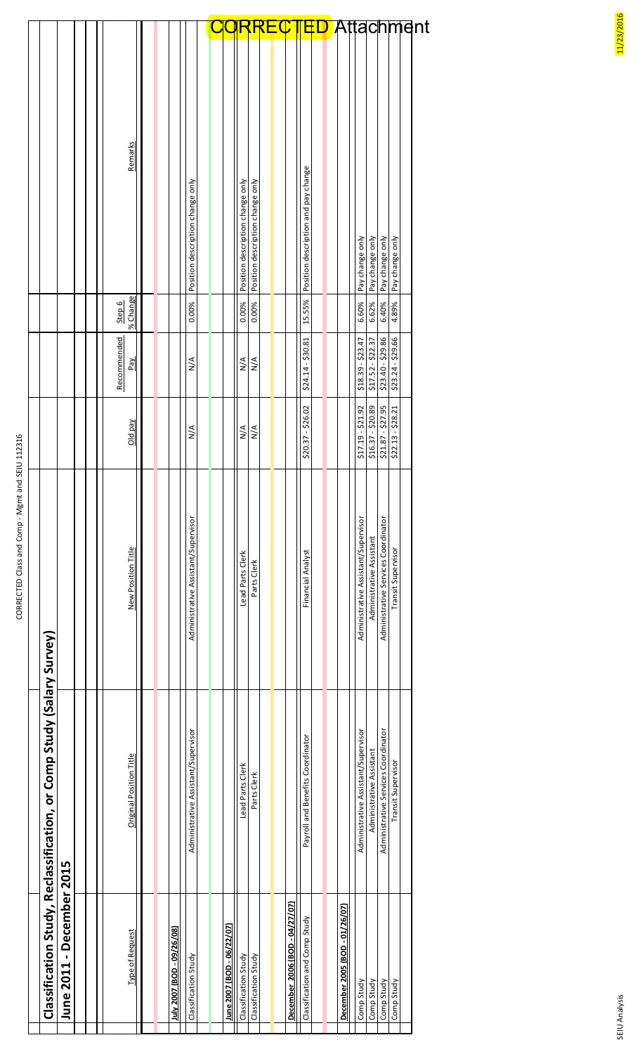CORRECTED Attachment

CORRECTED Class and Comp - Mgmt and SEIU 112316

# Classification Study, Reclassification, or Comp Study (Salary Survey)

## June 2011 - December 2015

| Type of Request | Original Position Title | New Position Title | Old pay | Recommended Pay | Step 6 % Change | Remarks |
|---|---|---|---|---|---|---|
| **July 2007 (BOD - 09/26/08)** | | | | | | |
| Classification Study | Administrative Assistant/Supervisor | Administrative Assistant/Supervisor | N/A | N/A | 0.00% | Position description change only |
| **June 2007 (BOD - 06/22/07)** | | | | | | |
| Classification Study | Lead Parts Clerk | Lead Parts Clerk | N/A | N/A | 0.00% | Position description change only |
| Classification Study | Parts Clerk | Parts Clerk | N/A | N/A | 0.00% | Position description change only |
| **December 2006 (BOD - 04/27/07)** | | | | | | |
| Classification and Comp Study | Payroll and Benefits Coordinator | Financial Analyst | $20.37 - $26.02 | $24.14 - $30.81 | 15.55% | Position description and pay change |
| **December 2005 (BOD - 01/26/07)** | | | | | | |
| Comp Study | Administrative Assistant/Supervisor | Administrative Assistant/Supervisor | $17.19 - $21.92 | $18.39 - $23.47 | 6.60% | Pay change only |
| Comp Study | Administrative Assistant | Administrative Assistant | $16.37 - $20.89 | $17.52 - $22.37 | 6.62% | Pay change only |
| Comp Study | Administrative Services Coordinator | Administrative Services Coordinator | $21.87 - $27.95 | $23.40 - $29.86 | 6.40% | Pay change only |
| Comp Study | Transit Supervisor | Transit Supervisor | $22.13 - $28.21 | $23.24 - $29.66 | 4.89% | Pay change only |

11/23/2016

SEIU Analysis